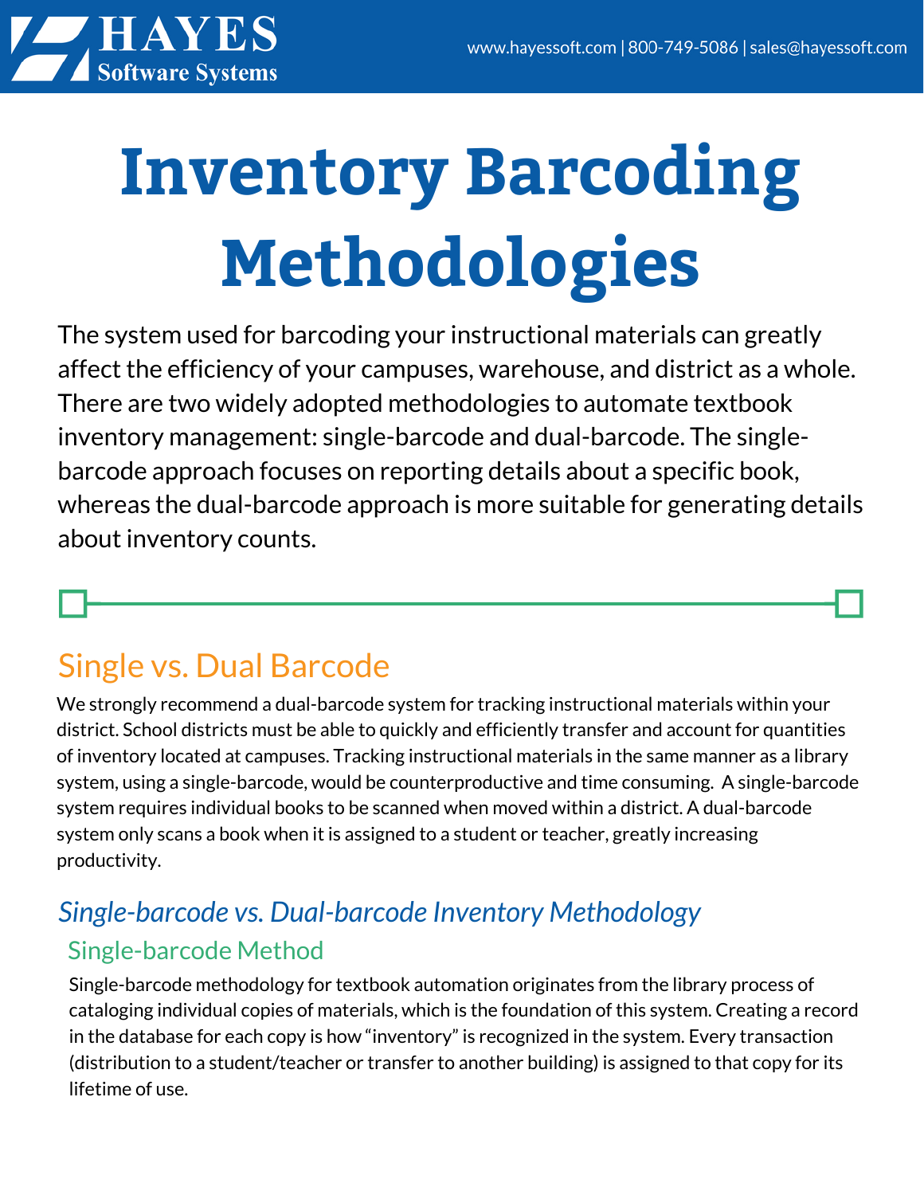# Inventory Barcoding Methodologies

The system used for barcoding your instructional materials can greatly affect the efficiency of your campuses, warehouse, and district as a whole. There are two widely adopted methodologies to automate textbook inventory management: single-barcode and dual-barcode. The single-barcode approach focuses on reporting details about a specific book, whereas the dual-barcode approach is more suitable for generating details about inventory counts.

## Single vs. Dual Barcode

We strongly recommend a dual-barcode system for tracking instructional materials within your district. School districts must be able to quickly and efficiently transfer and account for quantities of inventory located at campuses. Tracking instructional materials in the same manner as a library system, using a single-barcode, would be counterproductive and time consuming. A single-barcode system requires individual books to be scanned when moved within a district. A dual-barcode system only scans a book when it is assigned to a student or teacher, greatly increasing productivity.

### *Single-barcode vs. Dual-barcode Inventory Methodology*

#### Single-barcode Method

Single-barcode methodology for textbook automation originates from the library process of cataloging individual copies of materials, which is the foundation of this system. Creating a record in the database for each copy is how "inventory" is recognized in the system. Every transaction (distribution to a student/teacher or transfer to another building) is assigned to that copy for its lifetime of use.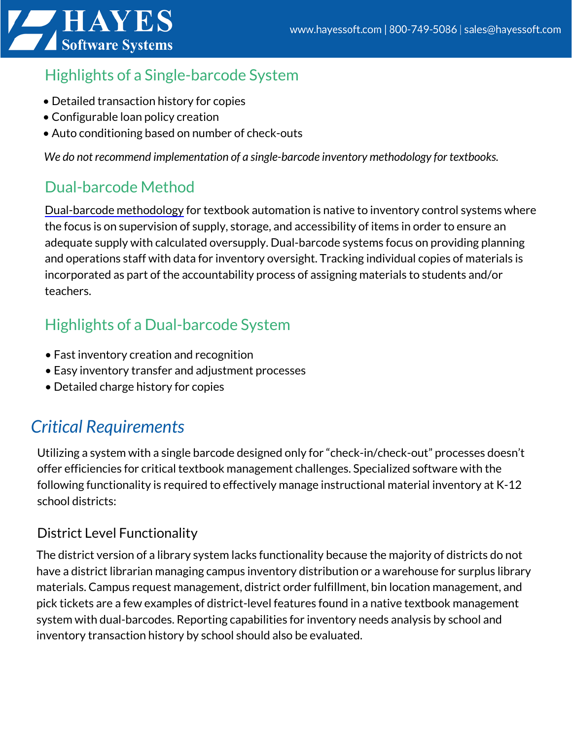## Highlights of a Single-barcode System

- Detailed transaction history for copies
- Configurable loan policy creation
- Auto conditioning based on number of check-outs

*We do not recommend implementation of a single-barcode inventory methodology for textbooks.*

## Dual-barcode Method

Dual-barcode methodology for textbook automation is native to inventory control systems where the focus is on supervision of supply, storage, and accessibility of items in order to ensure an adequate supply with calculated oversupply. Dual-barcode systems focus on providing planning and operations staff with data for inventory oversight. Tracking individual copies of materials is incorporated as part of the accountability process of assigning materials to students and/or teachers.

## Highlights of a Dual-barcode System

- Fast inventory creation and recognition
- Easy inventory transfer and adjustment processes
- Detailed charge history for copies

# *Critical Requirements*

Utilizing a system with a single barcode designed only for "check-in/check-out" processes doesn't offer efficiencies for critical textbook management challenges. Specialized software with the following functionality is required to effectively manage instructional material inventory at K-12 school districts:

### District Level Functionality

The district version of a library system lacks functionality because the majority of districts do not have a district librarian managing campus inventory distribution or a warehouse for surplus library materials. Campus request management, district order fulfillment, bin location management, and pick tickets are a few examples of district-level features found in a native textbook management system with dual-barcodes. Reporting capabilities for inventory needs analysis by school and inventory transaction history by school should also be evaluated.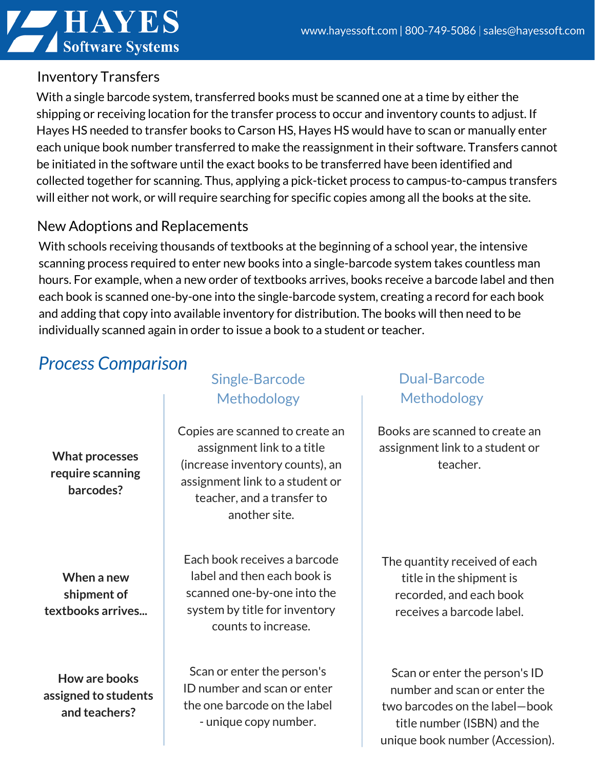## Inventory Transfers

With a single barcode system, transferred books must be scanned one at a time by either the shipping or receiving location for the transfer process to occur and inventory counts to adjust. If Hayes HS needed to transfer books to Carson HS, Hayes HS would have to scan or manually enter each unique book number transferred to make the reassignment in their software. Transfers cannot be initiated in the software until the exact books to be transferred have been identified and collected together for scanning. Thus, applying a pick-ticket process to campus-to-campus transfers will either not work, or will require searching for specific copies among all the books at the site.

## New Adoptions and Replacements

With schools receiving thousands of textbooks at the beginning of a school year, the intensive scanning process required to enter new books into a single-barcode system takes countless man hours. For example, when a new order of textbooks arrives, books receive a barcode label and then each book is scanned one-by-one into the single-barcode system, creating a record for each book and adding that copy into available inventory for distribution. The books will then need to be individually scanned again in order to issue a book to a student or teacher.

## *Process Comparison*

| | Single-Barcode Methodology | Dual-Barcode Methodology |
|---|---|---|
| **What processes require scanning barcodes?** | Copies are scanned to create an assignment link to a title (increase inventory counts), an assignment link to a student or teacher, and a transfer to another site. | Books are scanned to create an assignment link to a student or teacher. |
| **When a new shipment of textbooks arrives...** | Each book receives a barcode label and then each book is scanned one-by-one into the system by title for inventory counts to increase. | The quantity received of each title in the shipment is recorded, and each book receives a barcode label. |
| **How are books assigned to students and teachers?** | Scan or enter the person's ID number and scan or enter the one barcode on the label - unique copy number. | Scan or enter the person's ID number and scan or enter the two barcodes on the label—book title number (ISBN) and the unique book number (Accession). |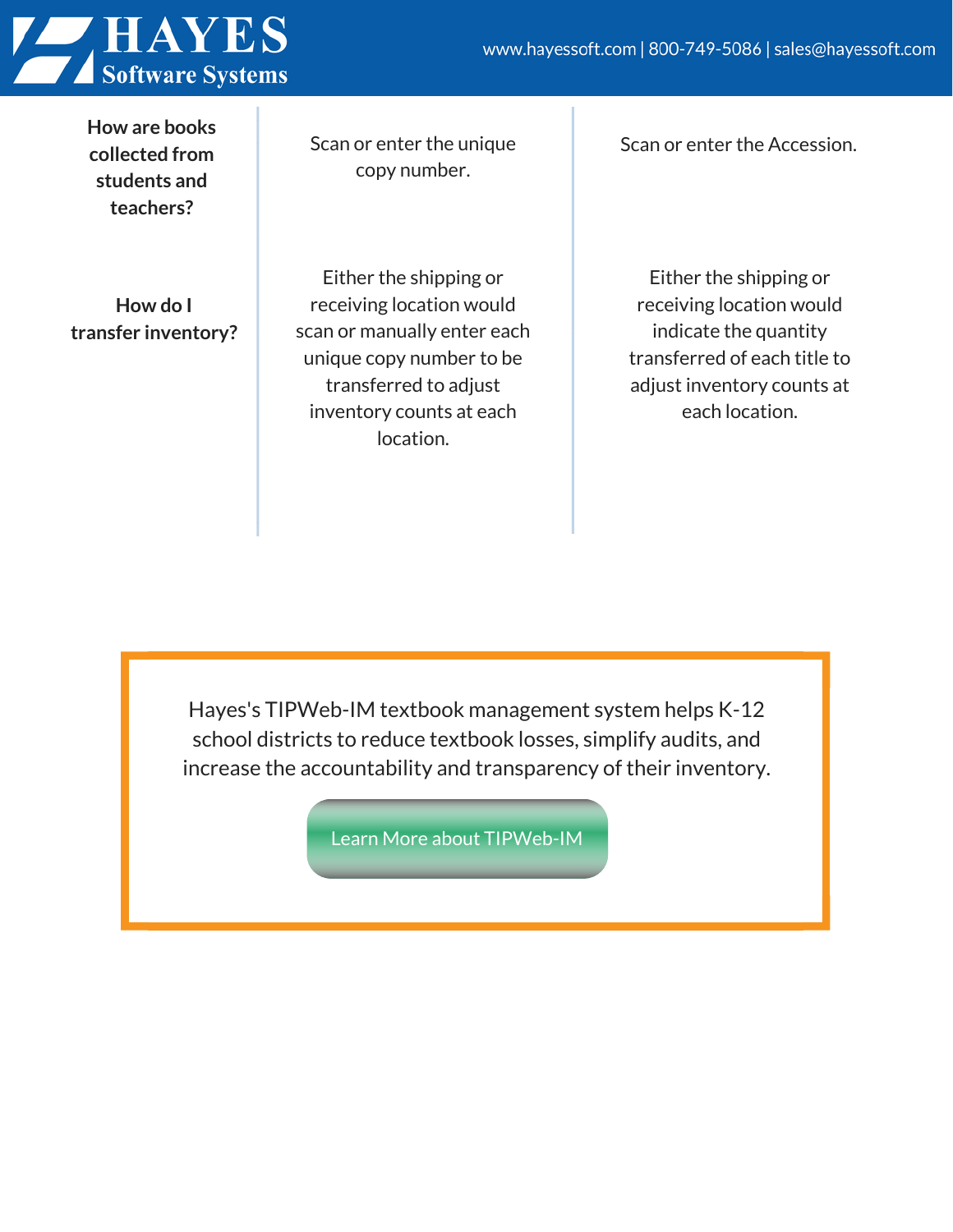| | | |
|---|---|---|
| **How are books collected from students and teachers?** | Scan or enter the unique copy number. | Scan or enter the Accession. |
| **How do I transfer inventory?** | Either the shipping or receiving location would scan or manually enter each unique copy number to be transferred to adjust inventory counts at each location. | Either the shipping or receiving location would indicate the quantity transferred of each title to adjust inventory counts at each location. |

Hayes's TIPWeb-IM textbook management system helps K-12 school districts to reduce textbook losses, simplify audits, and increase the accountability and transparency of their inventory.

Learn More about TIPWeb-IM